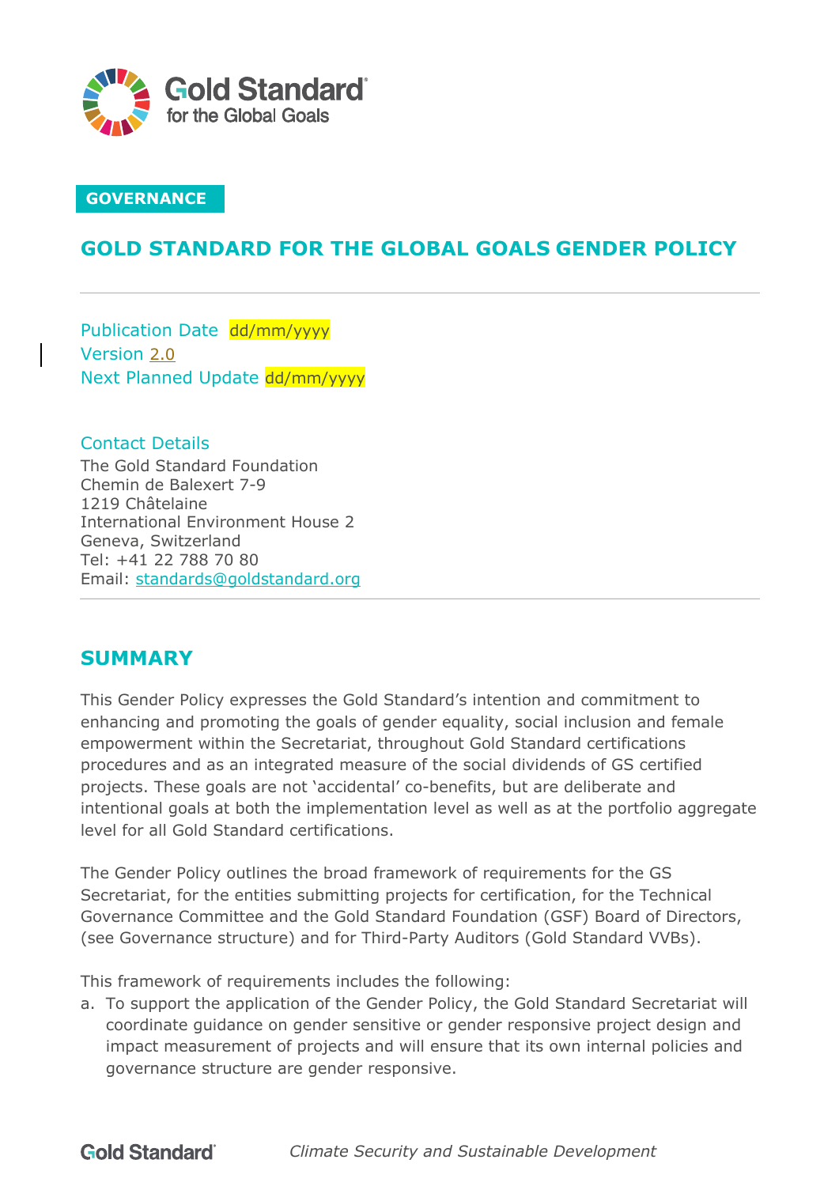GOVERNANCE

# GOLD STANDARD FOR THE GLOBAL GOALS GENDER POLICY

Publication Date dd/mm/yyyy
Version 2.0
Next Planned Update dd/mm/yyyy

Contact Details
The Gold Standard Foundation
Chemin de Balexert 7-9
1219 Châtelaine
International Environment House 2
Geneva, Switzerland
Tel: +41 22 788 70 80
Email: standards@goldstandard.org

## SUMMARY

This Gender Policy expresses the Gold Standard's intention and commitment to enhancing and promoting the goals of gender equality, social inclusion and female empowerment within the Secretariat, throughout Gold Standard certifications procedures and as an integrated measure of the social dividends of GS certified projects. These goals are not 'accidental' co-benefits, but are deliberate and intentional goals at both the implementation level as well as at the portfolio aggregate level for all Gold Standard certifications.

The Gender Policy outlines the broad framework of requirements for the GS Secretariat, for the entities submitting projects for certification, for the Technical Governance Committee and the Gold Standard Foundation (GSF) Board of Directors, (see Governance structure) and for Third-Party Auditors (Gold Standard VVBs).

This framework of requirements includes the following:

a. To support the application of the Gender Policy, the Gold Standard Secretariat will coordinate guidance on gender sensitive or gender responsive project design and impact measurement of projects and will ensure that its own internal policies and governance structure are gender responsive.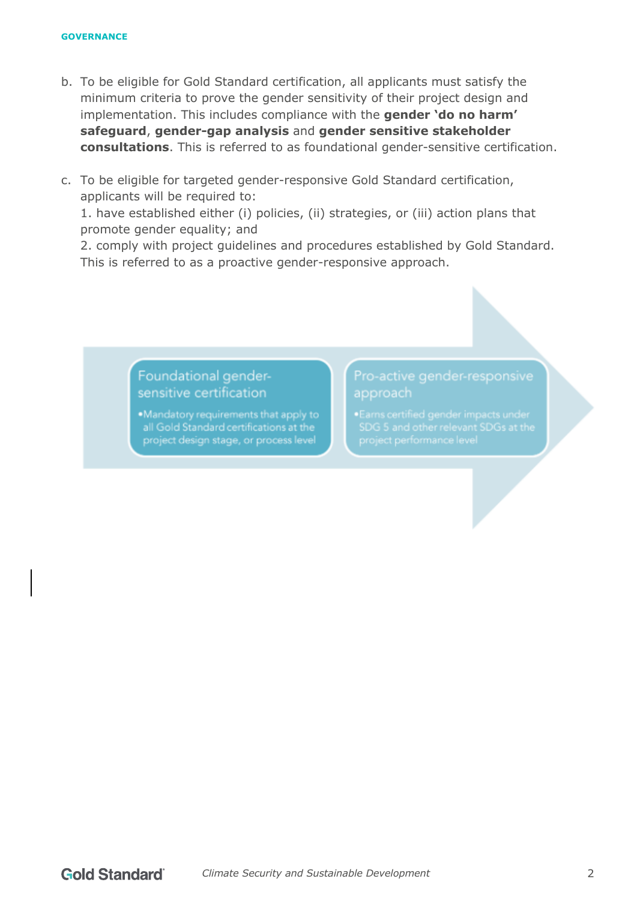b. To be eligible for Gold Standard certification, all applicants must satisfy the minimum criteria to prove the gender sensitivity of their project design and implementation. This includes compliance with the **gender 'do no harm' safeguard**, **gender-gap analysis** and **gender sensitive stakeholder consultations**. This is referred to as foundational gender-sensitive certification.

c. To be eligible for targeted gender-responsive Gold Standard certification, applicants will be required to:
   1. have established either (i) policies, (ii) strategies, or (iii) action plans that promote gender equality; and
   2. comply with project guidelines and procedures established by Gold Standard.
   This is referred to as a proactive gender-responsive approach.

Foundational gender-sensitive certification

- Mandatory requirements that apply to all Gold Standard certifications at the project design stage, or process level

Pro-active gender-responsive approach

- Earns certified gender impacts under SDG 5 and other relevant SDGs at the project performance level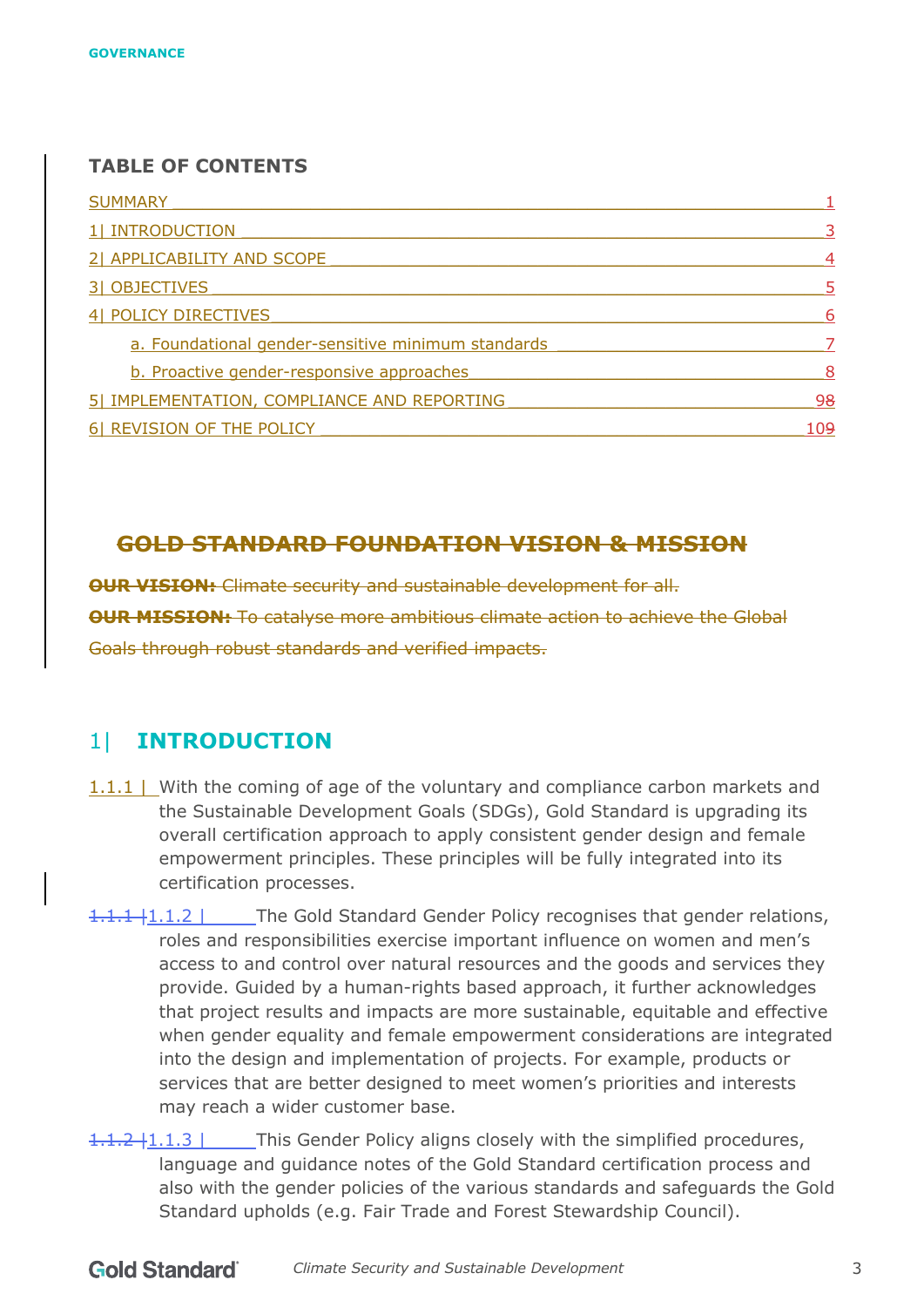## TABLE OF CONTENTS

| | |
|---|---|
| SUMMARY | 1 |
| 1\| INTRODUCTION | 3 |
| 2\| APPLICABILITY AND SCOPE | 4 |
| 3\| OBJECTIVES | 5 |
| 4\| POLICY DIRECTIVES | 6 |
| a. Foundational gender-sensitive minimum standards | 7 |
| b. Proactive gender-responsive approaches | 8 |
| 5\| IMPLEMENTATION, COMPLIANCE AND REPORTING | 98 |
| 6\| REVISION OF THE POLICY | 109 |

## ~~GOLD STANDARD FOUNDATION VISION & MISSION~~

~~**OUR VISION:** Climate security and sustainable development for all.~~

~~**OUR MISSION:** To catalyse more ambitious climate action to achieve the Global Goals through robust standards and verified impacts.~~

## 1| INTRODUCTION

1.1.1 | With the coming of age of the voluntary and compliance carbon markets and the Sustainable Development Goals (SDGs), Gold Standard is upgrading its overall certification approach to apply consistent gender design and female empowerment principles. These principles will be fully integrated into its certification processes.

~~1.1.1 |~~1.1.2 | The Gold Standard Gender Policy recognises that gender relations, roles and responsibilities exercise important influence on women and men's access to and control over natural resources and the goods and services they provide. Guided by a human-rights based approach, it further acknowledges that project results and impacts are more sustainable, equitable and effective when gender equality and female empowerment considerations are integrated into the design and implementation of projects. For example, products or services that are better designed to meet women's priorities and interests may reach a wider customer base.

~~1.1.2 |~~1.1.3 | This Gender Policy aligns closely with the simplified procedures, language and guidance notes of the Gold Standard certification process and also with the gender policies of the various standards and safeguards the Gold Standard upholds (e.g. Fair Trade and Forest Stewardship Council).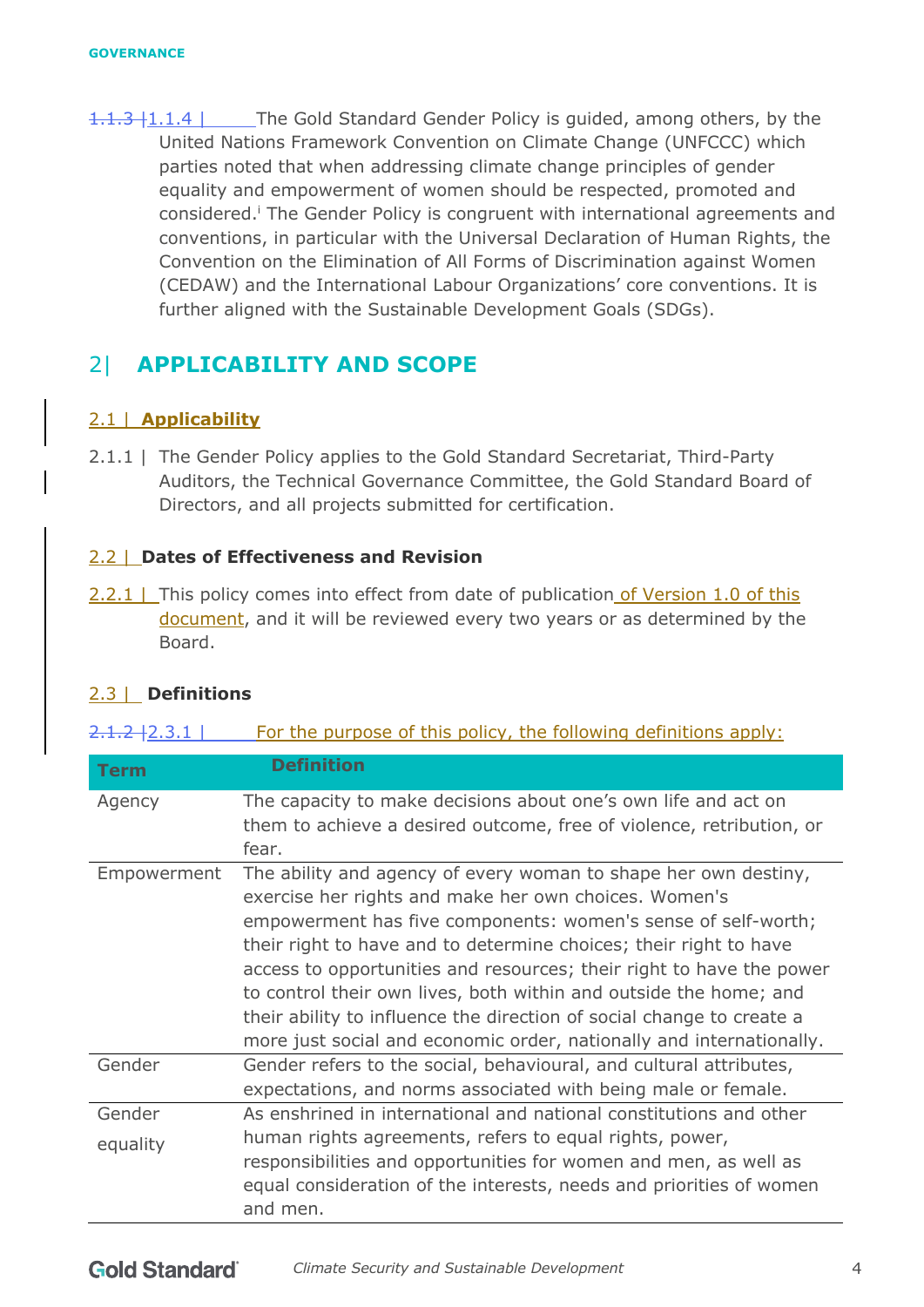1.1.4 | The Gold Standard Gender Policy is guided, among others, by the United Nations Framework Convention on Climate Change (UNFCCC) which parties noted that when addressing climate change principles of gender equality and empowerment of women should be respected, promoted and considered.[i] The Gender Policy is congruent with international agreements and conventions, in particular with the Universal Declaration of Human Rights, the Convention on the Elimination of All Forms of Discrimination against Women (CEDAW) and the International Labour Organizations' core conventions. It is further aligned with the Sustainable Development Goals (SDGs).

## 2| APPLICABILITY AND SCOPE

### 2.1 | Applicability

2.1.1 | The Gender Policy applies to the Gold Standard Secretariat, Third-Party Auditors, the Technical Governance Committee, the Gold Standard Board of Directors, and all projects submitted for certification.

### 2.2 | Dates of Effectiveness and Revision

2.2.1 | This policy comes into effect from date of publication of Version 1.0 of this document, and it will be reviewed every two years or as determined by the Board.

### 2.3 | Definitions

2.3.1 | For the purpose of this policy, the following definitions apply:

| Term | Definition |
|---|---|
| Agency | The capacity to make decisions about one's own life and act on them to achieve a desired outcome, free of violence, retribution, or fear. |
| Empowerment | The ability and agency of every woman to shape her own destiny, exercise her rights and make her own choices. Women's empowerment has five components: women's sense of self-worth; their right to have and to determine choices; their right to have access to opportunities and resources; their right to have the power to control their own lives, both within and outside the home; and their ability to influence the direction of social change to create a more just social and economic order, nationally and internationally. |
| Gender | Gender refers to the social, behavioural, and cultural attributes, expectations, and norms associated with being male or female. |
| Gender equality | As enshrined in international and national constitutions and other human rights agreements, refers to equal rights, power, responsibilities and opportunities for women and men, as well as equal consideration of the interests, needs and priorities of women and men. |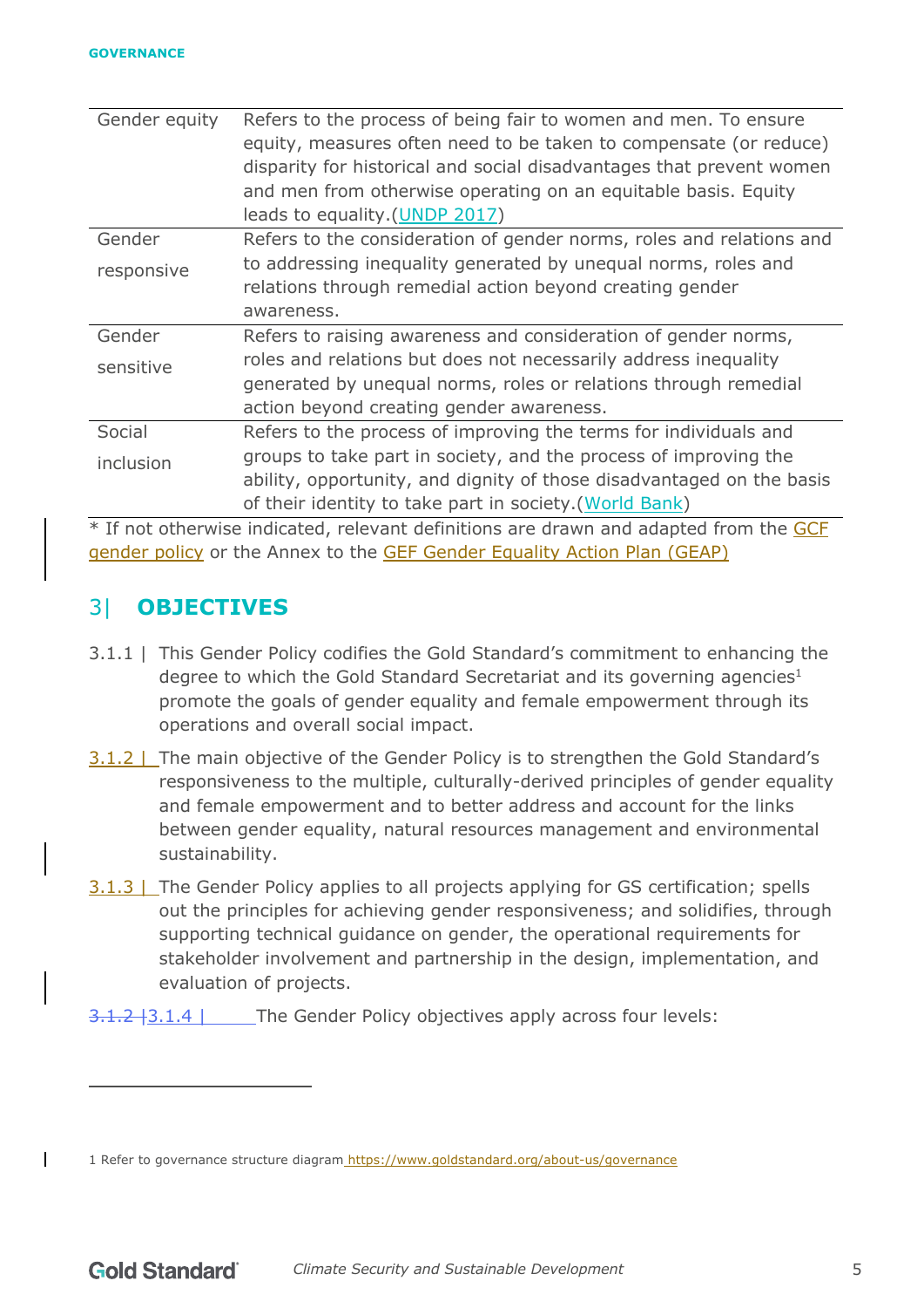| | |
|---|---|
| Gender equity | Refers to the process of being fair to women and men. To ensure equity, measures often need to be taken to compensate (or reduce) disparity for historical and social disadvantages that prevent women and men from otherwise operating on an equitable basis. Equity leads to equality.(UNDP 2017) |
| Gender responsive | Refers to the consideration of gender norms, roles and relations and to addressing inequality generated by unequal norms, roles and relations through remedial action beyond creating gender awareness. |
| Gender sensitive | Refers to raising awareness and consideration of gender norms, roles and relations but does not necessarily address inequality generated by unequal norms, roles or relations through remedial action beyond creating gender awareness. |
| Social inclusion | Refers to the process of improving the terms for individuals and groups to take part in society, and the process of improving the ability, opportunity, and dignity of those disadvantaged on the basis of their identity to take part in society.(World Bank) |

* If not otherwise indicated, relevant definitions are drawn and adapted from the GCF gender policy or the Annex to the GEF Gender Equality Action Plan (GEAP)

## 3| OBJECTIVES

3.1.1 | This Gender Policy codifies the Gold Standard's commitment to enhancing the degree to which the Gold Standard Secretariat and its governing agencies[1] promote the goals of gender equality and female empowerment through its operations and overall social impact.

3.1.2 | The main objective of the Gender Policy is to strengthen the Gold Standard's responsiveness to the multiple, culturally-derived principles of gender equality and female empowerment and to better address and account for the links between gender equality, natural resources management and environmental sustainability.

3.1.3 | The Gender Policy applies to all projects applying for GS certification; spells out the principles for achieving gender responsiveness; and solidifies, through supporting technical guidance on gender, the operational requirements for stakeholder involvement and partnership in the design, implementation, and evaluation of projects.

~~3.1.2 |~~3.1.4 | The Gender Policy objectives apply across four levels:

1 Refer to governance structure diagram https://www.goldstandard.org/about-us/governance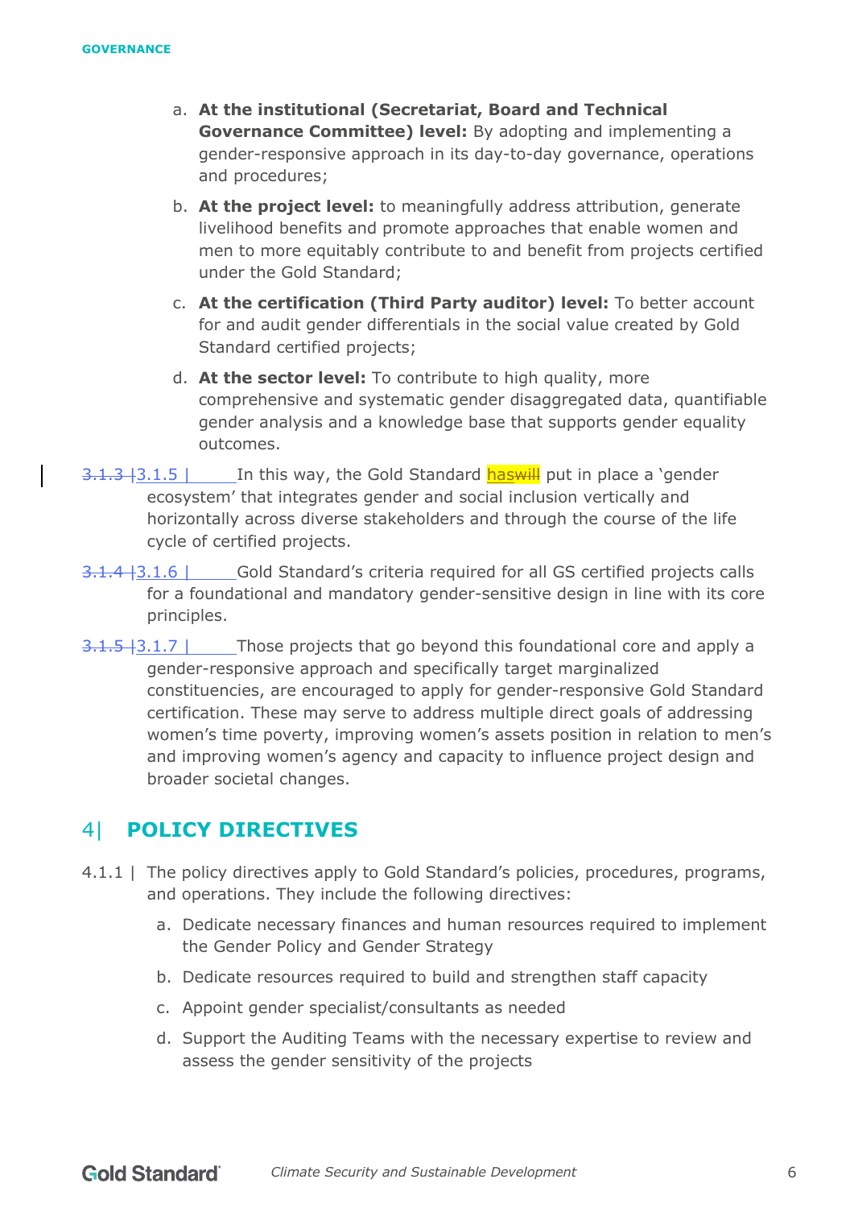a. **At the institutional (Secretariat, Board and Technical Governance Committee) level:** By adopting and implementing a gender-responsive approach in its day-to-day governance, operations and procedures;

b. **At the project level:** to meaningfully address attribution, generate livelihood benefits and promote approaches that enable women and men to more equitably contribute to and benefit from projects certified under the Gold Standard;

c. **At the certification (Third Party auditor) level:** To better account for and audit gender differentials in the social value created by Gold Standard certified projects;

d. **At the sector level:** To contribute to high quality, more comprehensive and systematic gender disaggregated data, quantifiable gender analysis and a knowledge base that supports gender equality outcomes.

~~3.1.3~~ 3.1.5 | In this way, the Gold Standard has~~will~~ put in place a 'gender ecosystem' that integrates gender and social inclusion vertically and horizontally across diverse stakeholders and through the course of the life cycle of certified projects.

~~3.1.4~~ 3.1.6 | Gold Standard's criteria required for all GS certified projects calls for a foundational and mandatory gender-sensitive design in line with its core principles.

~~3.1.5~~ 3.1.7 | Those projects that go beyond this foundational core and apply a gender-responsive approach and specifically target marginalized constituencies, are encouraged to apply for gender-responsive Gold Standard certification. These may serve to address multiple direct goals of addressing women's time poverty, improving women's assets position in relation to men's and improving women's agency and capacity to influence project design and broader societal changes.

## 4| POLICY DIRECTIVES

4.1.1 | The policy directives apply to Gold Standard's policies, procedures, programs, and operations. They include the following directives:

a. Dedicate necessary finances and human resources required to implement the Gender Policy and Gender Strategy

b. Dedicate resources required to build and strengthen staff capacity

c. Appoint gender specialist/consultants as needed

d. Support the Auditing Teams with the necessary expertise to review and assess the gender sensitivity of the projects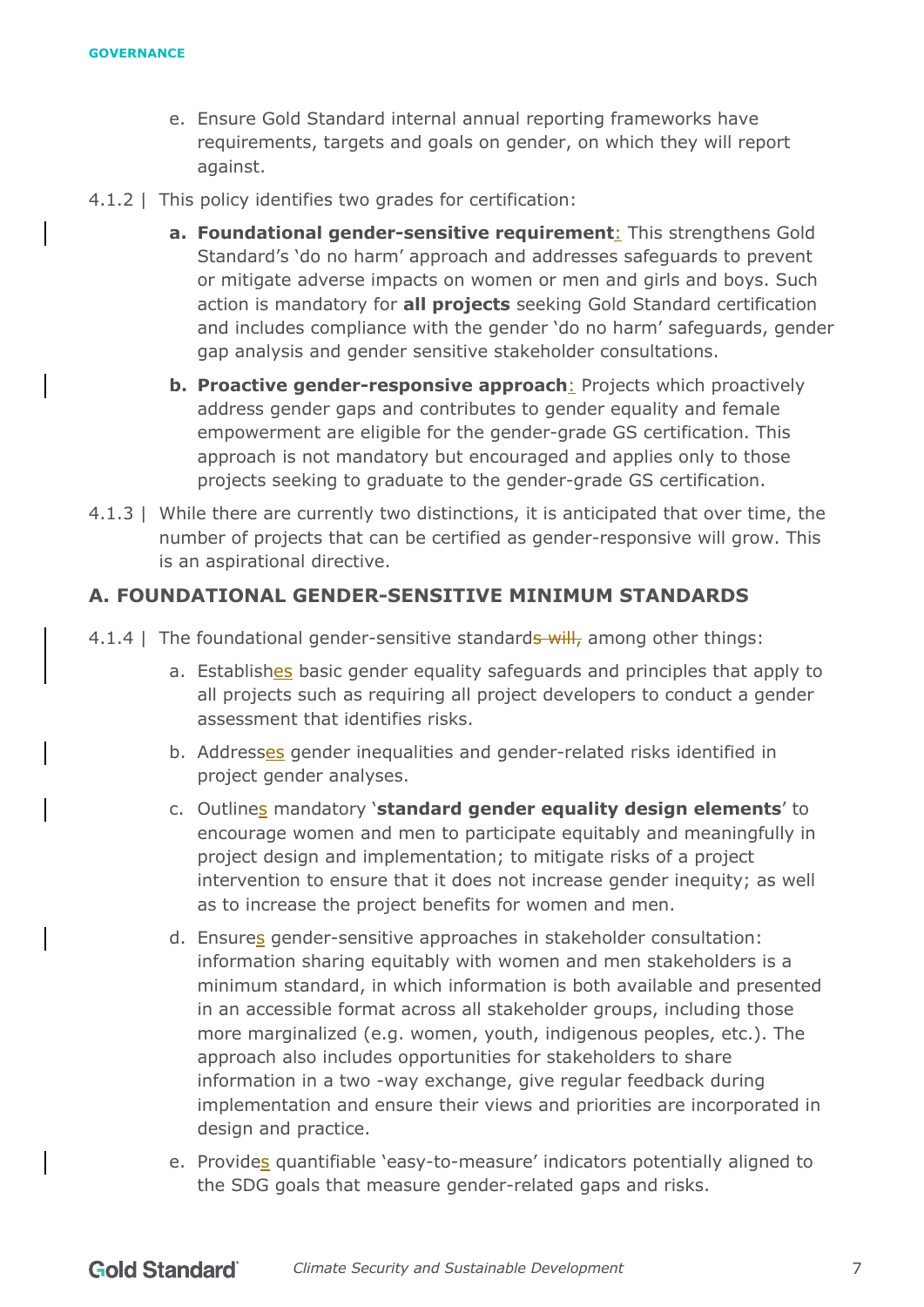e. Ensure Gold Standard internal annual reporting frameworks have requirements, targets and goals on gender, on which they will report against.

4.1.2 | This policy identifies two grades for certification:

**a. Foundational gender-sensitive requirement**: This strengthens Gold Standard's 'do no harm' approach and addresses safeguards to prevent or mitigate adverse impacts on women or men and girls and boys. Such action is mandatory for **all projects** seeking Gold Standard certification and includes compliance with the gender 'do no harm' safeguards, gender gap analysis and gender sensitive stakeholder consultations.

**b. Proactive gender-responsive approach**: Projects which proactively address gender gaps and contributes to gender equality and female empowerment are eligible for the gender-grade GS certification. This approach is not mandatory but encouraged and applies only to those projects seeking to graduate to the gender-grade GS certification.

4.1.3 | While there are currently two distinctions, it is anticipated that over time, the number of projects that can be certified as gender-responsive will grow. This is an aspirational directive.

### A. FOUNDATIONAL GENDER-SENSITIVE MINIMUM STANDARDS

4.1.4 | The foundational gender-sensitive standards ~~will,~~ among other things:

a. Establishes basic gender equality safeguards and principles that apply to all projects such as requiring all project developers to conduct a gender assessment that identifies risks.

b. Addresses gender inequalities and gender-related risks identified in project gender analyses.

c. Outlines mandatory '**standard gender equality design elements**' to encourage women and men to participate equitably and meaningfully in project design and implementation; to mitigate risks of a project intervention to ensure that it does not increase gender inequity; as well as to increase the project benefits for women and men.

d. Ensures gender-sensitive approaches in stakeholder consultation: information sharing equitably with women and men stakeholders is a minimum standard, in which information is both available and presented in an accessible format across all stakeholder groups, including those more marginalized (e.g. women, youth, indigenous peoples, etc.). The approach also includes opportunities for stakeholders to share information in a two -way exchange, give regular feedback during implementation and ensure their views and priorities are incorporated in design and practice.

e. Provides quantifiable 'easy-to-measure' indicators potentially aligned to the SDG goals that measure gender-related gaps and risks.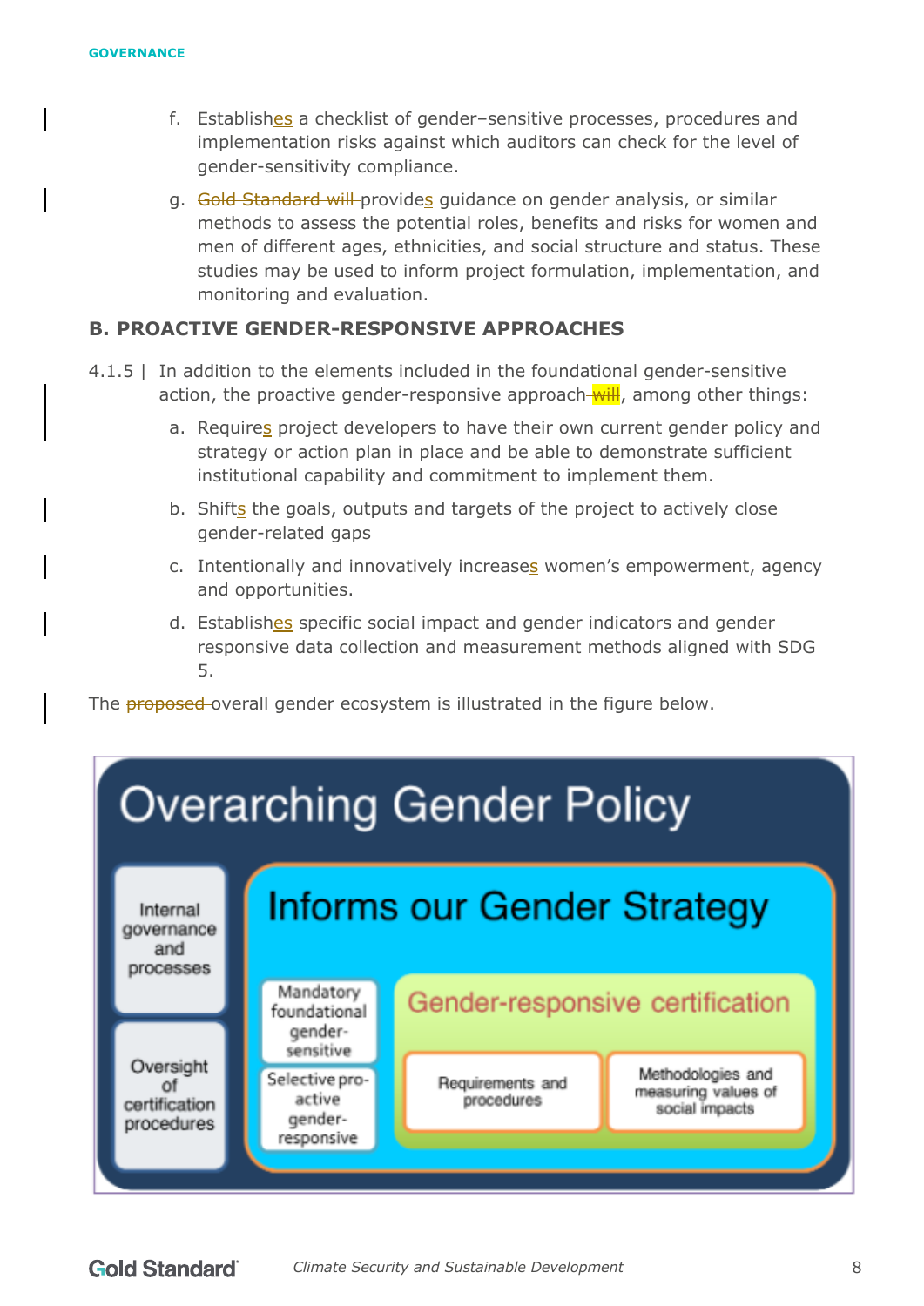f. Establishes a checklist of gender–sensitive processes, procedures and implementation risks against which auditors can check for the level of gender-sensitivity compliance.

g. ~~Gold Standard will~~ provides guidance on gender analysis, or similar methods to assess the potential roles, benefits and risks for women and men of different ages, ethnicities, and social structure and status. These studies may be used to inform project formulation, implementation, and monitoring and evaluation.

### B. PROACTIVE GENDER-RESPONSIVE APPROACHES

4.1.5 | In addition to the elements included in the foundational gender-sensitive action, the proactive gender-responsive approach ~~will~~, among other things:

a. Requires project developers to have their own current gender policy and strategy or action plan in place and be able to demonstrate sufficient institutional capability and commitment to implement them.

b. Shifts the goals, outputs and targets of the project to actively close gender-related gaps

c. Intentionally and innovatively increases women's empowerment, agency and opportunities.

d. Establishes specific social impact and gender indicators and gender responsive data collection and measurement methods aligned with SDG 5.

The ~~proposed~~ overall gender ecosystem is illustrated in the figure below.

Overarching Gender Policy

Internal governance and processes

Oversight of certification procedures

Informs our Gender Strategy

Mandatory foundational gender-sensitive

Selective pro-active gender-responsive

Gender-responsive certification

Requirements and procedures

Methodologies and measuring values of social impacts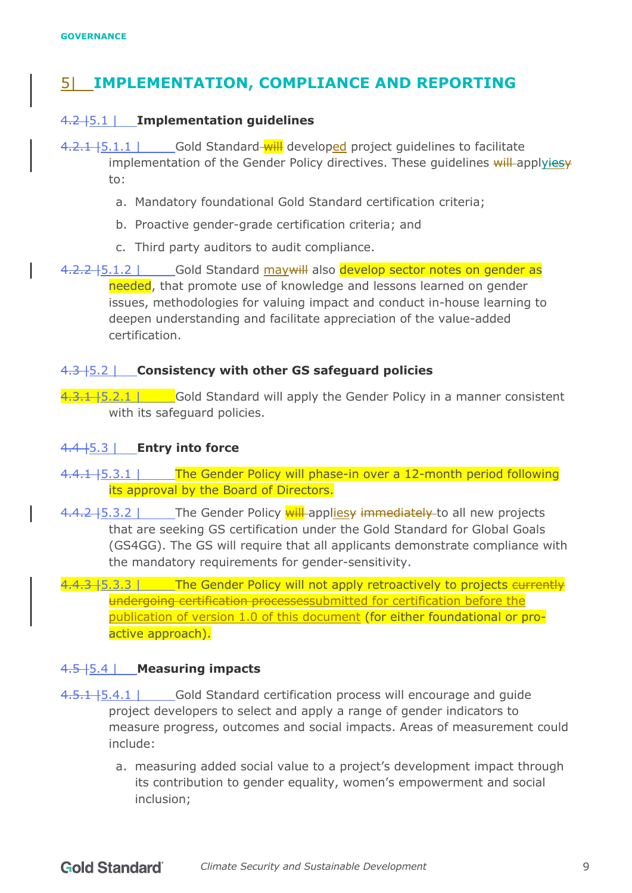## 5| IMPLEMENTATION, COMPLIANCE AND REPORTING

### 4.2 | 5.1 | Implementation guidelines

4.2.1 | 5.1.1 | Gold Standard will developed project guidelines to facilitate implementation of the Gender Policy directives. These guidelines will applyiesy to:

a. Mandatory foundational Gold Standard certification criteria;

b. Proactive gender-grade certification criteria; and

c. Third party auditors to audit compliance.

4.2.2 | 5.1.2 | Gold Standard maywill also develop sector notes on gender as needed, that promote use of knowledge and lessons learned on gender issues, methodologies for valuing impact and conduct in-house learning to deepen understanding and facilitate appreciation of the value-added certification.

### 4.3 | 5.2 | Consistency with other GS safeguard policies

4.3.1 | 5.2.1 | Gold Standard will apply the Gender Policy in a manner consistent with its safeguard policies.

### 4.4 | 5.3 | Entry into force

4.4.1 | 5.3.1 | The Gender Policy will phase-in over a 12-month period following its approval by the Board of Directors.

4.4.2 | 5.3.2 | The Gender Policy will appliesy immediately to all new projects that are seeking GS certification under the Gold Standard for Global Goals (GS4GG). The GS will require that all applicants demonstrate compliance with the mandatory requirements for gender-sensitivity.

4.4.3 | 5.3.3 | The Gender Policy will not apply retroactively to projects currently undergoing certification processessubmitted for certification before the publication of version 1.0 of this document (for either foundational or pro-active approach).

### 4.5 | 5.4 | Measuring impacts

4.5.1 | 5.4.1 | Gold Standard certification process will encourage and guide project developers to select and apply a range of gender indicators to measure progress, outcomes and social impacts. Areas of measurement could include:

a. measuring added social value to a project's development impact through its contribution to gender equality, women's empowerment and social inclusion;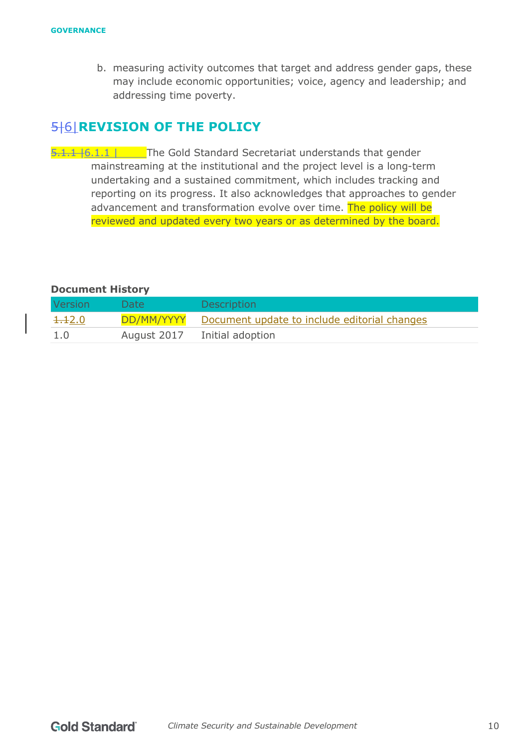b. measuring activity outcomes that target and address gender gaps, these may include economic opportunities; voice, agency and leadership; and addressing time poverty.

## 5|6| REVISION OF THE POLICY

5.1.1 |6.1.1 | The Gold Standard Secretariat understands that gender mainstreaming at the institutional and the project level is a long-term undertaking and a sustained commitment, which includes tracking and reporting on its progress. It also acknowledges that approaches to gender advancement and transformation evolve over time. The policy will be reviewed and updated every two years or as determined by the board.

**Document History**

| Version | Date | Description |
|---|---|---|
| ~~1.1~~2.0 | DD/MM/YYYY | Document update to include editorial changes |
| 1.0 | August 2017 | Initial adoption |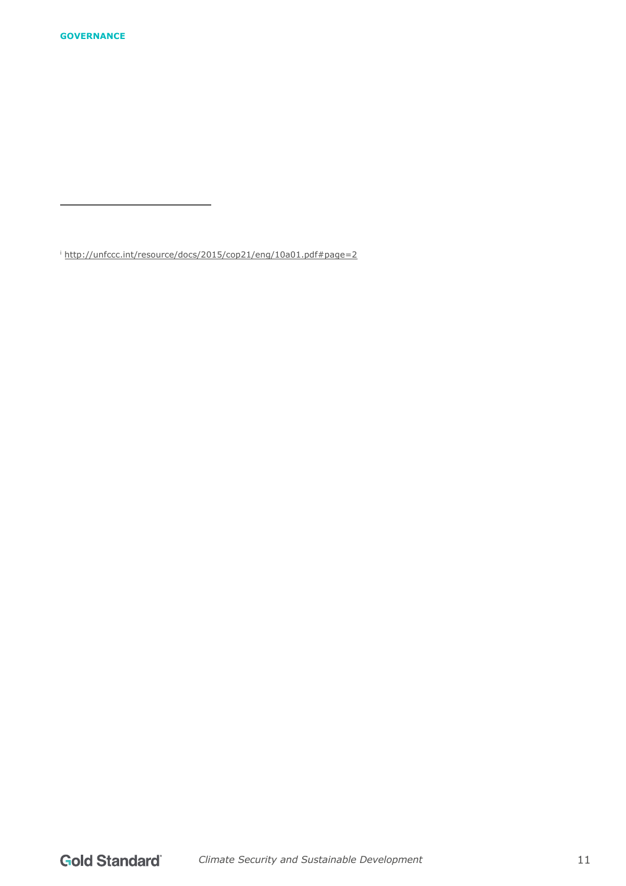[i] http://unfccc.int/resource/docs/2015/cop21/eng/10a01.pdf#page=2